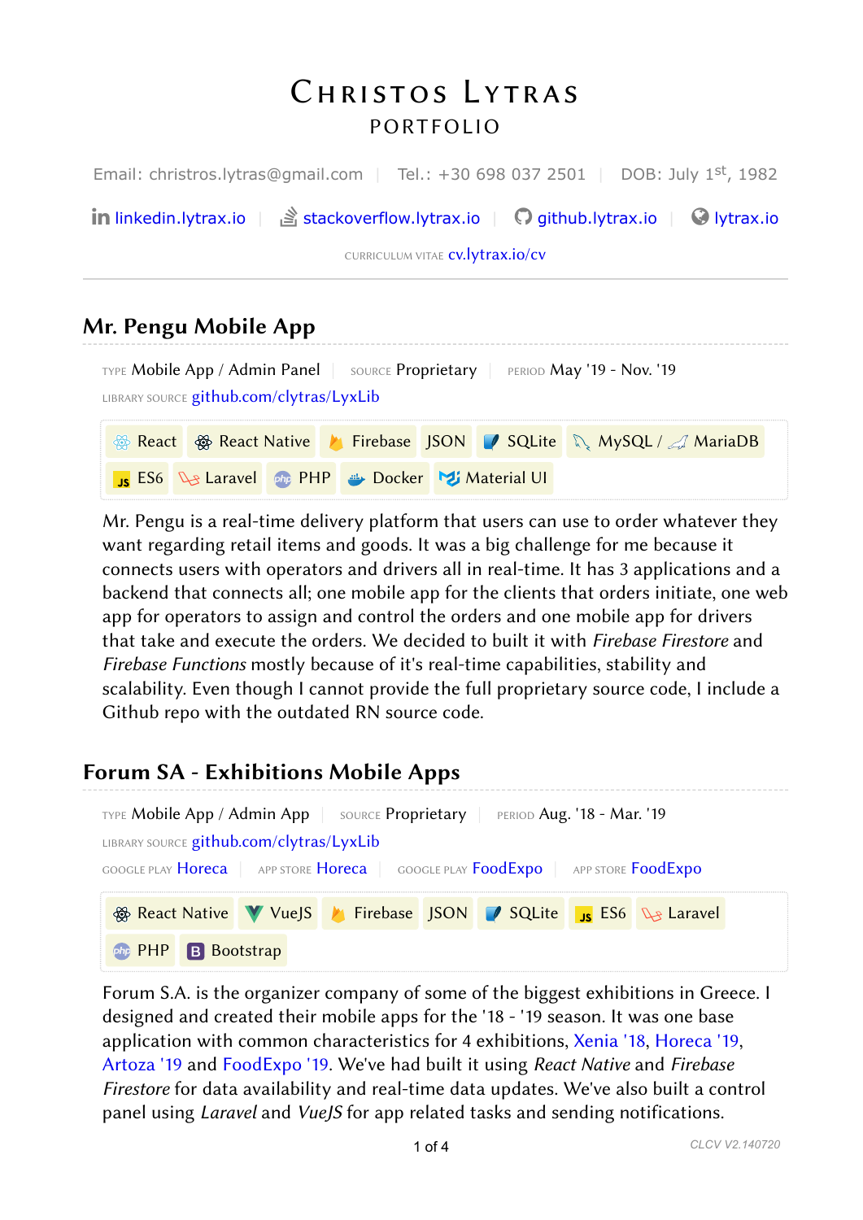# Christos Lytras

## Portfolio

Email: christros.lytras@gmail.com | Tel.: +30 698 037 2501 | DOB: July 1st, 1982

linkedin.lytrax.io | stackoverflow.lytrax.io | github.lytrax.io | lytrax.io

CURRICULUM VITAE cv.lytrax.io/cv

---

## Mr. Pengu Mobile App

TYPE Mobile App / Admin Panel | SOURCE Proprietary | PERIOD May '19 - Nov. '19

LIBRARY SOURCE github.com/clytras/LyxLib

React | React Native | Firebase | JSON | SQLite | MySQL / MariaDB | ES6 | Laravel | PHP | Docker | Material UI

Mr. Pengu is a real-time delivery platform that users can use to order whatever they want regarding retail items and goods. It was a big challenge for me because it connects users with operators and drivers all in real-time. It has 3 applications and a backend that connects all; one mobile app for the clients that orders initiate, one web app for operators to assign and control the orders and one mobile app for drivers that take and execute the orders. We decided to built it with *Firebase Firestore* and *Firebase Functions* mostly because of it's real-time capabilities, stability and scalability. Even though I cannot provide the full proprietary source code, I include a Github repo with the outdated RN source code.

## Forum SA - Exhibitions Mobile Apps

TYPE Mobile App / Admin App | SOURCE Proprietary | PERIOD Aug. '18 - Mar. '19

LIBRARY SOURCE github.com/clytras/LyxLib

GOOGLE PLAY Horeca | APP STORE Horeca | GOOGLE PLAY FoodExpo | APP STORE FoodExpo

React Native | VueJS | Firebase | JSON | SQLite | ES6 | Laravel | PHP | Bootstrap

Forum S.A. is the organizer company of some of the biggest exhibitions in Greece. I designed and created their mobile apps for the '18 - '19 season. It was one base application with common characteristics for 4 exhibitions, Xenia '18, Horeca '19, Artoza '19 and FoodExpo '19. We've had built it using *React Native* and *Firebase Firestore* for data availability and real-time data updates. We've also built a control panel using *Laravel* and *VueJS* for app related tasks and sending notifications.

CLCV V2.140720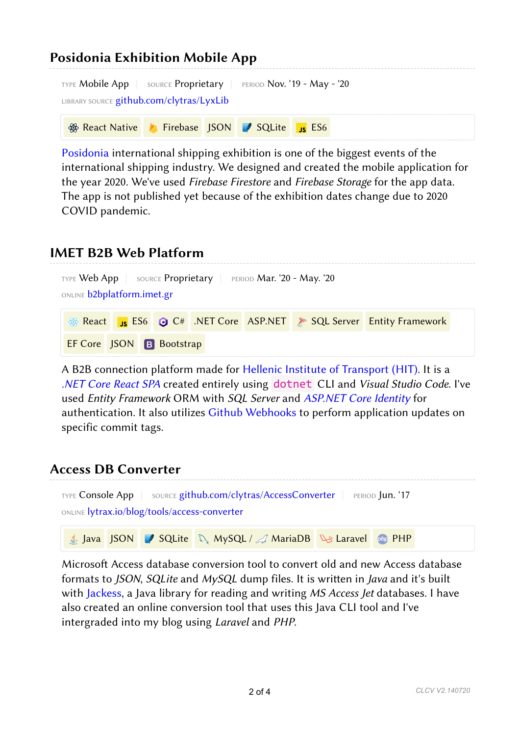## Posidonia Exhibition Mobile App

TYPE Mobile App | SOURCE Proprietary | PERIOD Nov. '19 - May - '20

LIBRARY SOURCE github.com/clytras/LyxLib

React Native | Firebase | JSON | SQLite | ES6

Posidonia international shipping exhibition is one of the biggest events of the international shipping industry. We designed and created the mobile application for the year 2020. We've used *Firebase Firestore* and *Firebase Storage* for the app data. The app is not published yet because of the exhibition dates change due to 2020 COVID pandemic.

## IMET B2B Web Platform

TYPE Web App | SOURCE Proprietary | PERIOD Mar. '20 - May. '20

ONLINE b2bplatform.imet.gr

React | ES6 | C# | .NET Core | ASP.NET | SQL Server | Entity Framework | EF Core | JSON | Bootstrap

A B2B connection platform made for Hellenic Institute of Transport (HIT). It is a *.NET Core React SPA* created entirely using `dotnet` CLI and *Visual Studio Code*. I've used *Entity Framework* ORM with *SQL Server* and *ASP.NET Core Identity* for authentication. It also utilizes Github Webhooks to perform application updates on specific commit tags.

## Access DB Converter

TYPE Console App | SOURCE github.com/clytras/AccessConverter | PERIOD Jun. '17

ONLINE lytrax.io/blog/tools/access-converter

Java | JSON | SQLite | MySQL / MariaDB | Laravel | PHP

Microsoft Access database conversion tool to convert old and new Access database formats to *JSON*, *SQLite* and *MySQL* dump files. It is written in *Java* and it's built with Jackess, a Java library for reading and writing *MS Access Jet* databases. I have also created an online conversion tool that uses this Java CLI tool and I've intergraded into my blog using *Laravel* and *PHP*.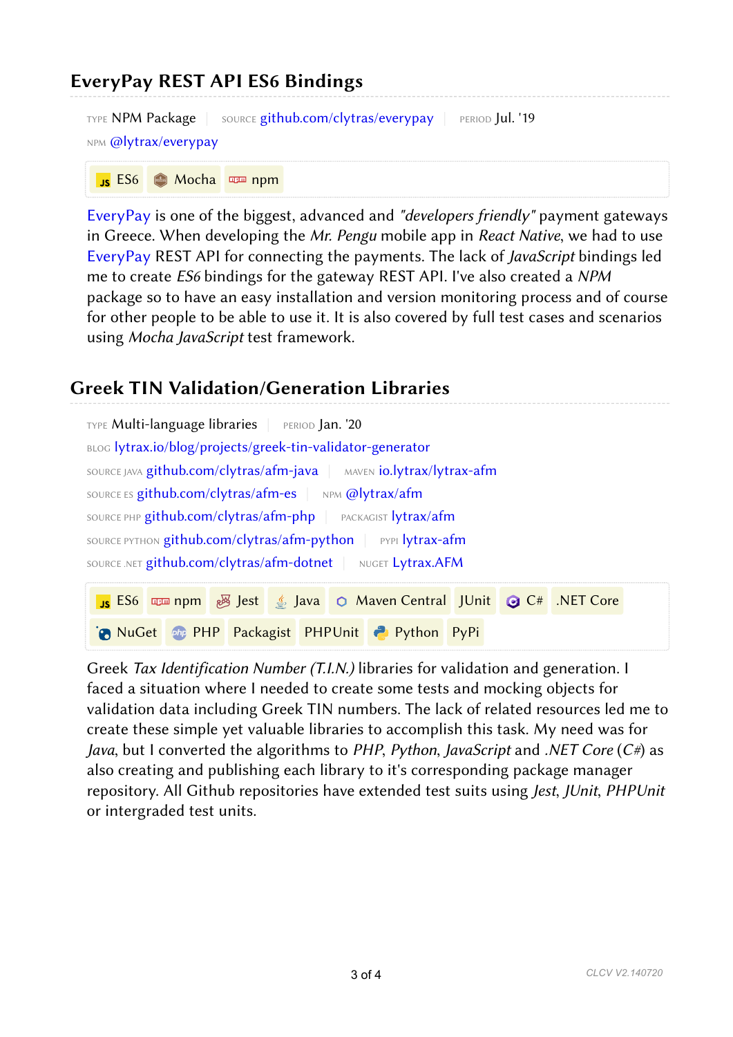## EveryPay REST API ES6 Bindings

TYPE NPM Package | SOURCE github.com/clytras/everypay | PERIOD Jul. '19

NPM @lytrax/everypay

ES6 Mocha npm

EveryPay is one of the biggest, advanced and *"developers friendly"* payment gateways in Greece. When developing the *Mr. Pengu* mobile app in *React Native*, we had to use EveryPay REST API for connecting the payments. The lack of *JavaScript* bindings led me to create *ES6* bindings for the gateway REST API. I've also created a *NPM* package so to have an easy installation and version monitoring process and of course for other people to be able to use it. It is also covered by full test cases and scenarios using *Mocha JavaScript* test framework.

## Greek TIN Validation/Generation Libraries

TYPE Multi-language libraries | PERIOD Jan. '20

BLOG lytrax.io/blog/projects/greek-tin-validator-generator

SOURCE JAVA github.com/clytras/afm-java | MAVEN io.lytrax/lytrax-afm

SOURCE ES github.com/clytras/afm-es | NPM @lytrax/afm

SOURCE PHP github.com/clytras/afm-php | PACKAGIST lytrax/afm

SOURCE PYTHON github.com/clytras/afm-python | PYPI lytrax-afm

SOURCE .NET github.com/clytras/afm-dotnet | NUGET Lytrax.AFM

ES6 npm Jest Java Maven Central JUnit C# .NET Core NuGet PHP Packagist PHPUnit Python PyPi

Greek *Tax Identification Number (T.I.N.)* libraries for validation and generation. I faced a situation where I needed to create some tests and mocking objects for validation data including Greek TIN numbers. The lack of related resources led me to create these simple yet valuable libraries to accomplish this task. My need was for *Java*, but I converted the algorithms to *PHP*, *Python*, *JavaScript* and *.NET Core* (*C#*) as also creating and publishing each library to it's corresponding package manager repository. All Github repositories have extended test suits using *Jest*, *JUnit*, *PHPUnit* or intergraded test units.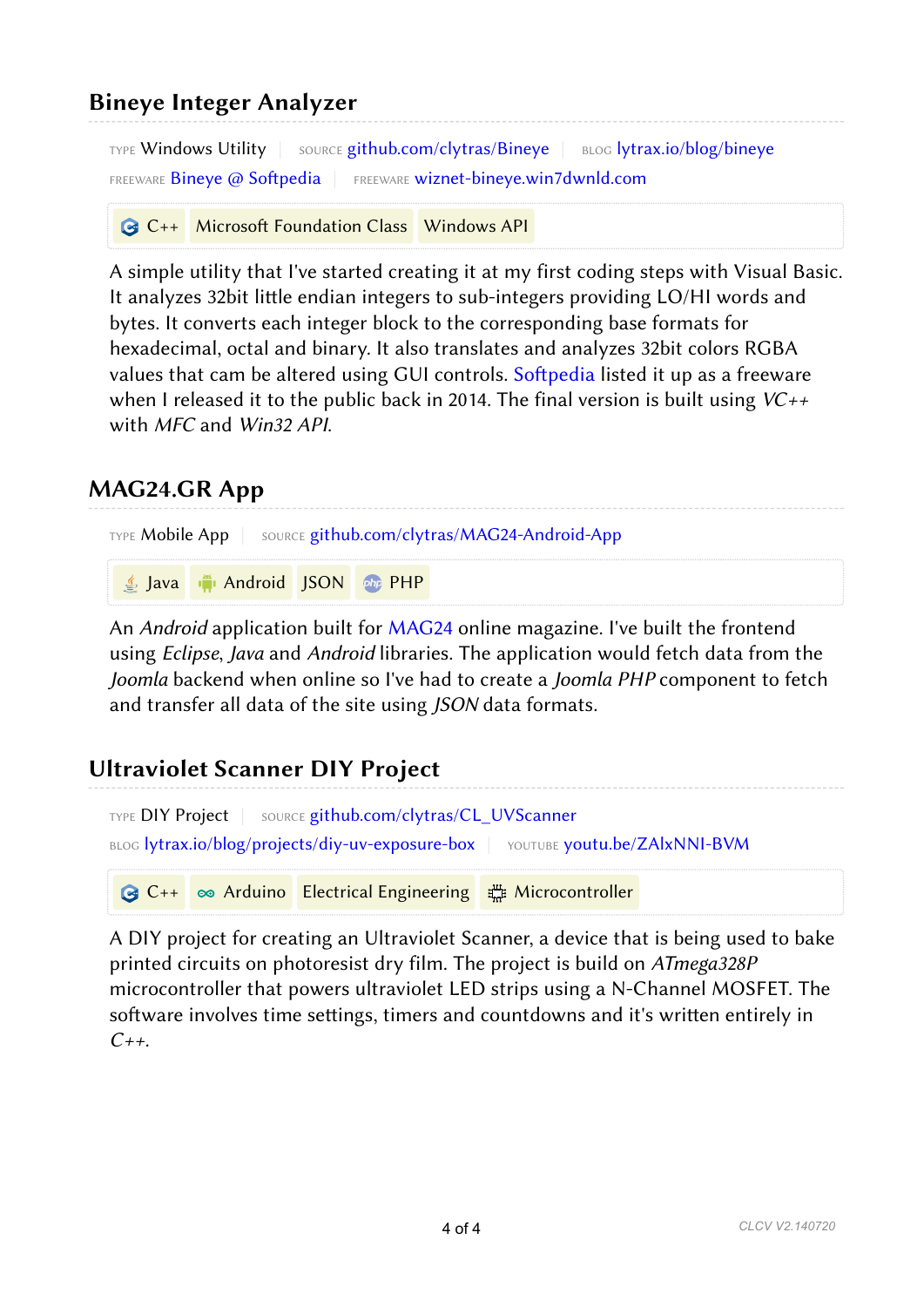## Bineye Integer Analyzer

TYPE Windows Utility | SOURCE github.com/clytras/Bineye | BLOG lytrax.io/blog/bineye
FREEWARE Bineye @ Softpedia | FREEWARE wiznet-bineye.win7dwnld.com

C++ | Microsoft Foundation Class | Windows API

A simple utility that I've started creating it at my first coding steps with Visual Basic. It analyzes 32bit little endian integers to sub-integers providing LO/HI words and bytes. It converts each integer block to the corresponding base formats for hexadecimal, octal and binary. It also translates and analyzes 32bit colors RGBA values that cam be altered using GUI controls. Softpedia listed it up as a freeware when I released it to the public back in 2014. The final version is built using *VC++* with *MFC* and *Win32 API*.

## MAG24.GR App

TYPE Mobile App | SOURCE github.com/clytras/MAG24-Android-App

Java | Android | JSON | PHP

An *Android* application built for MAG24 online magazine. I've built the frontend using *Eclipse*, *Java* and *Android* libraries. The application would fetch data from the *Joomla* backend when online so I've had to create a *Joomla PHP* component to fetch and transfer all data of the site using *JSON* data formats.

## Ultraviolet Scanner DIY Project

TYPE DIY Project | SOURCE github.com/clytras/CL_UVScanner
BLOG lytrax.io/blog/projects/diy-uv-exposure-box | YOUTUBE youtu.be/ZAlxNNI-BVM

C++ | Arduino | Electrical Engineering | Microcontroller

A DIY project for creating an Ultraviolet Scanner, a device that is being used to bake printed circuits on photoresist dry film. The project is build on *ATmega328P* microcontroller that powers ultraviolet LED strips using a N-Channel MOSFET. The software involves time settings, timers and countdowns and it's written entirely in *C++*.